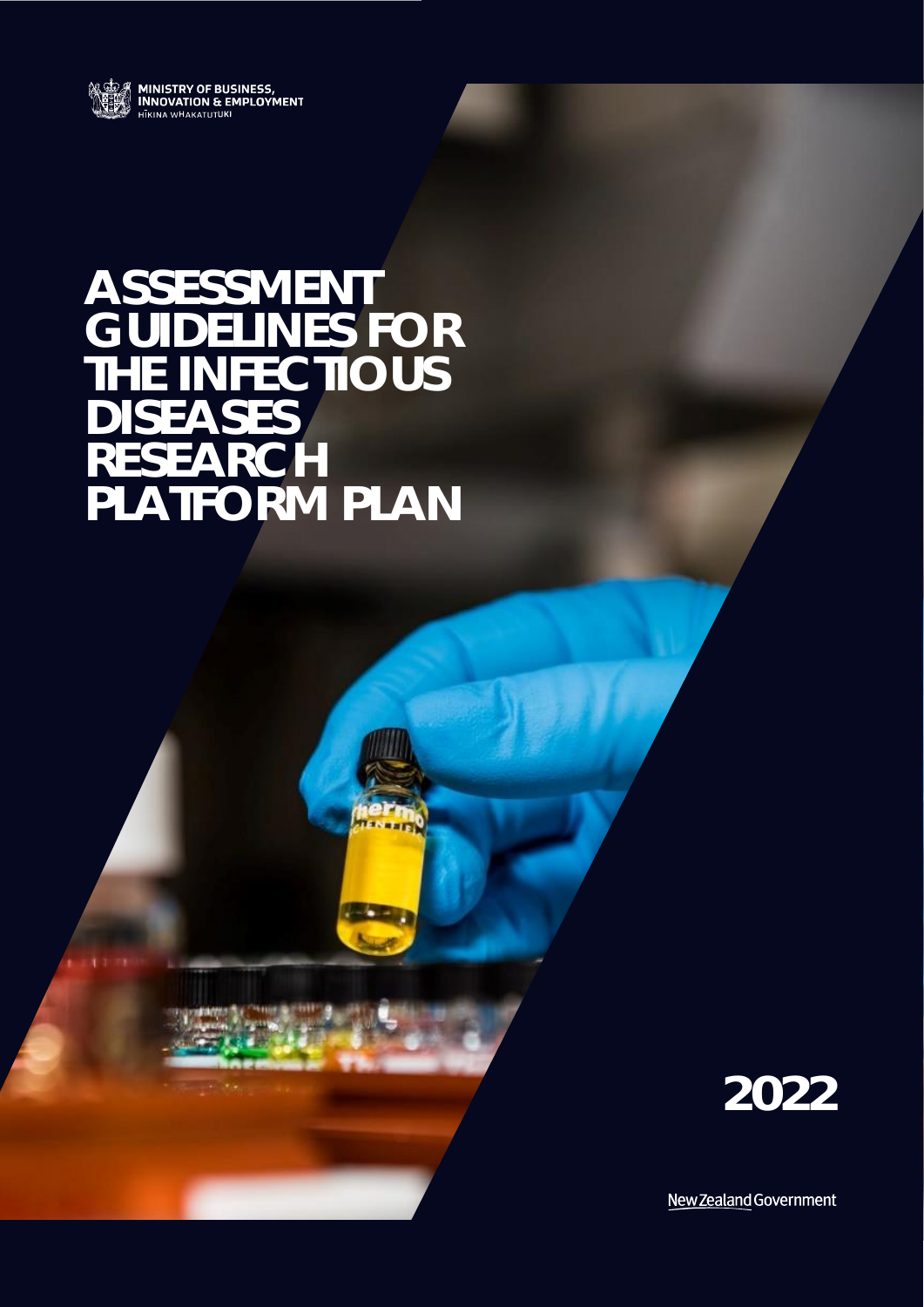MINISTRY OF BUSINESS, INNOVATION & EMPLOYMENT
HĪKINA WHAKATUTUKI

# ASSESSMENT GUIDELINES FOR THE INFECTIOUS DISEASES RESEARCH PLATFORM PLAN

2022

New Zealand Government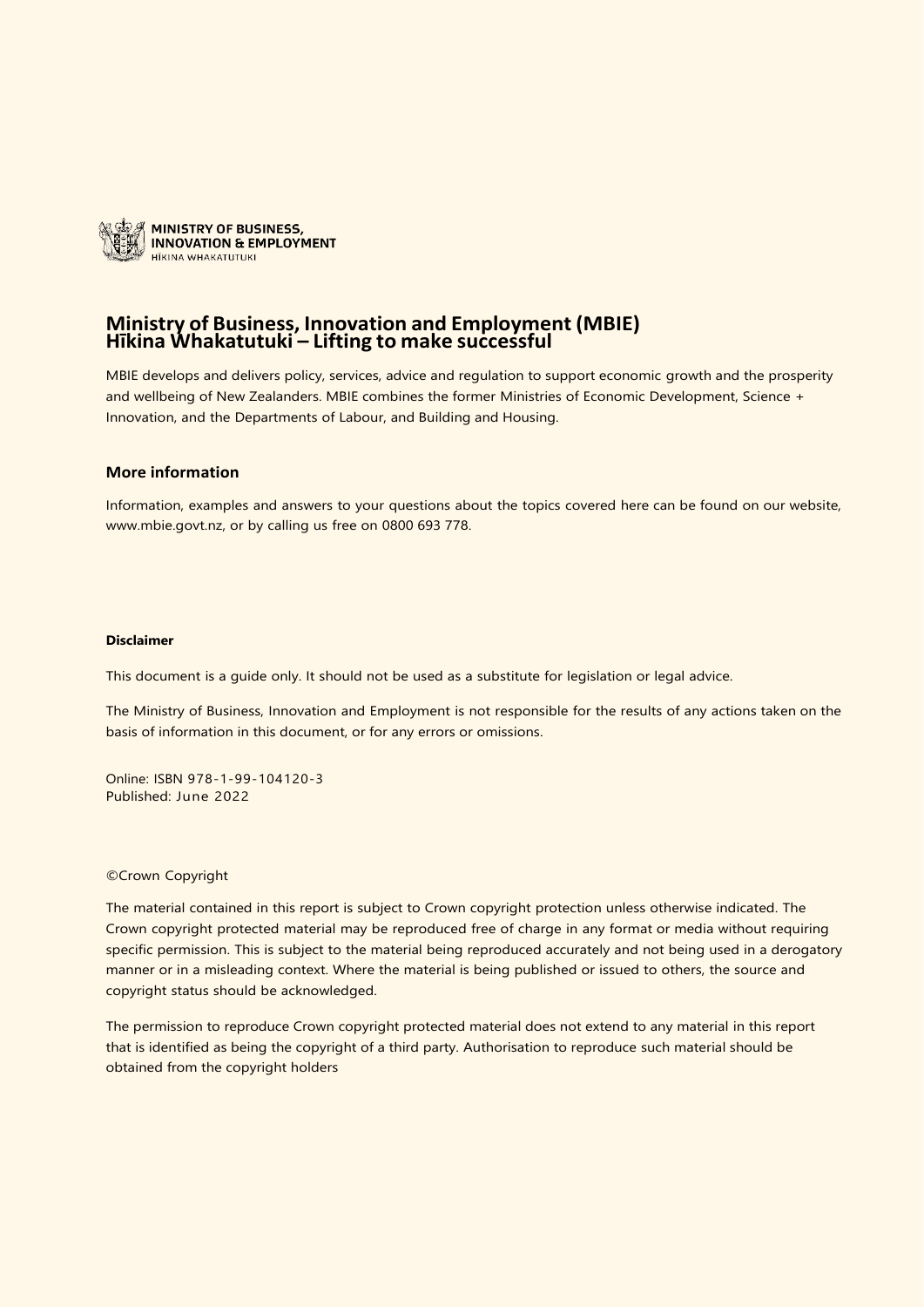MINISTRY OF BUSINESS, INNOVATION & EMPLOYMENT
HĪKINA WHAKATUTUKI

# Ministry of Business, Innovation and Employment (MBIE) Hīkina Whakatutuki – Lifting to make successful

MBIE develops and delivers policy, services, advice and regulation to support economic growth and the prosperity and wellbeing of New Zealanders. MBIE combines the former Ministries of Economic Development, Science + Innovation, and the Departments of Labour, and Building and Housing.

## More information

Information, examples and answers to your questions about the topics covered here can be found on our website, www.mbie.govt.nz, or by calling us free on 0800 693 778.

**Disclaimer**

This document is a guide only. It should not be used as a substitute for legislation or legal advice.

The Ministry of Business, Innovation and Employment is not responsible for the results of any actions taken on the basis of information in this document, or for any errors or omissions.

Online: ISBN 978-1-99-104120-3
Published: June 2022

©Crown Copyright

The material contained in this report is subject to Crown copyright protection unless otherwise indicated. The Crown copyright protected material may be reproduced free of charge in any format or media without requiring specific permission. This is subject to the material being reproduced accurately and not being used in a derogatory manner or in a misleading context. Where the material is being published or issued to others, the source and copyright status should be acknowledged.

The permission to reproduce Crown copyright protected material does not extend to any material in this report that is identified as being the copyright of a third party. Authorisation to reproduce such material should be obtained from the copyright holders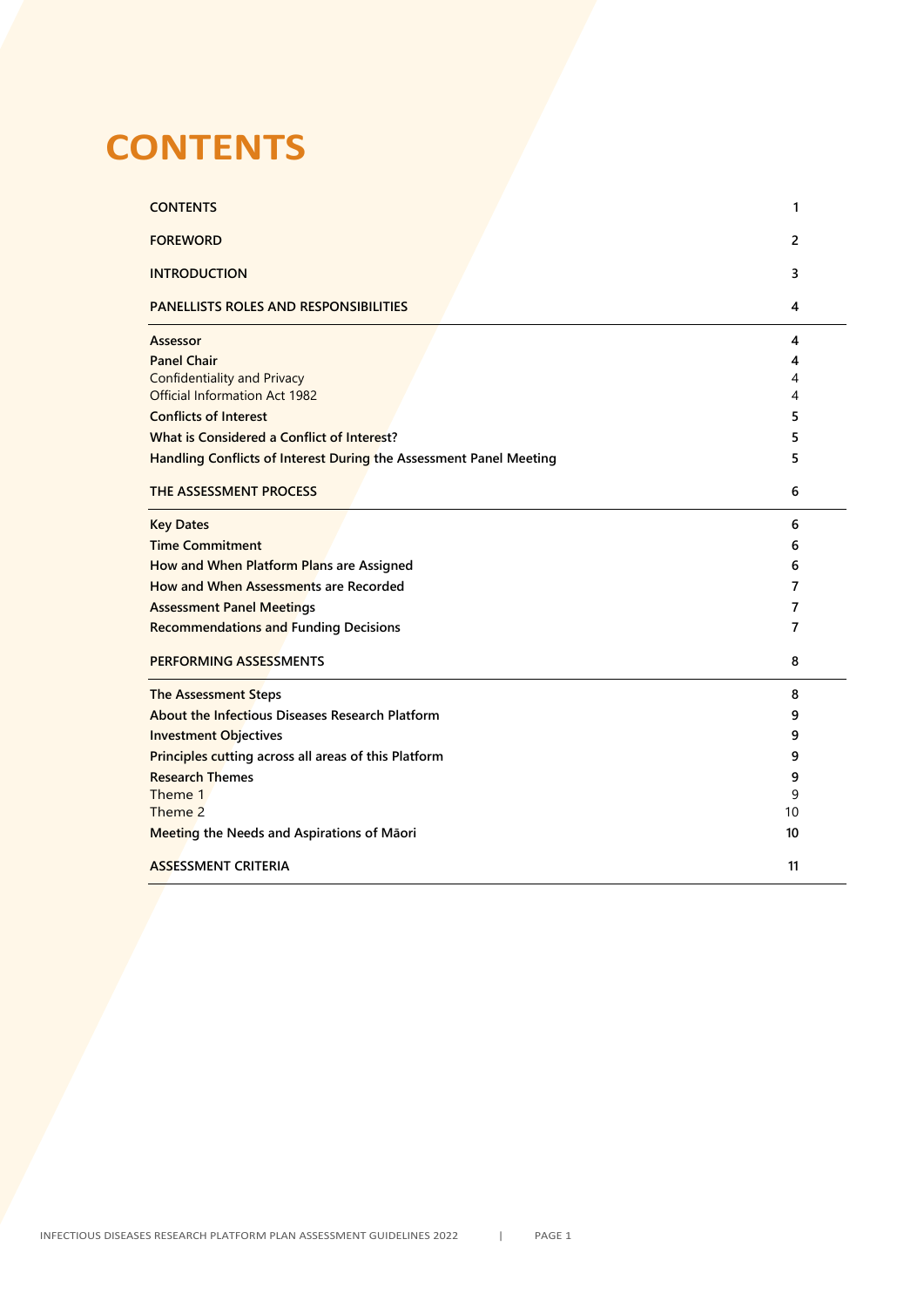# CONTENTS

| | |
|---|---|
| **CONTENTS** | **1** |
| **FOREWORD** | **2** |
| **INTRODUCTION** | **3** |
| **PANELLISTS ROLES AND RESPONSIBILITIES** | **4** |
| **Assessor** | **4** |
| **Panel Chair** | **4** |
| Confidentiality and Privacy | 4 |
| Official Information Act 1982 | 4 |
| **Conflicts of Interest** | **5** |
| **What is Considered a Conflict of Interest?** | **5** |
| **Handling Conflicts of Interest During the Assessment Panel Meeting** | **5** |
| **THE ASSESSMENT PROCESS** | **6** |
| **Key Dates** | **6** |
| **Time Commitment** | **6** |
| **How and When Platform Plans are Assigned** | **6** |
| **How and When Assessments are Recorded** | **7** |
| **Assessment Panel Meetings** | **7** |
| **Recommendations and Funding Decisions** | **7** |
| **PERFORMING ASSESSMENTS** | **8** |
| **The Assessment Steps** | **8** |
| **About the Infectious Diseases Research Platform** | **9** |
| **Investment Objectives** | **9** |
| **Principles cutting across all areas of this Platform** | **9** |
| **Research Themes** | **9** |
| Theme 1 | 9 |
| Theme 2 | 10 |
| **Meeting the Needs and Aspirations of Māori** | **10** |
| **ASSESSMENT CRITERIA** | **11** |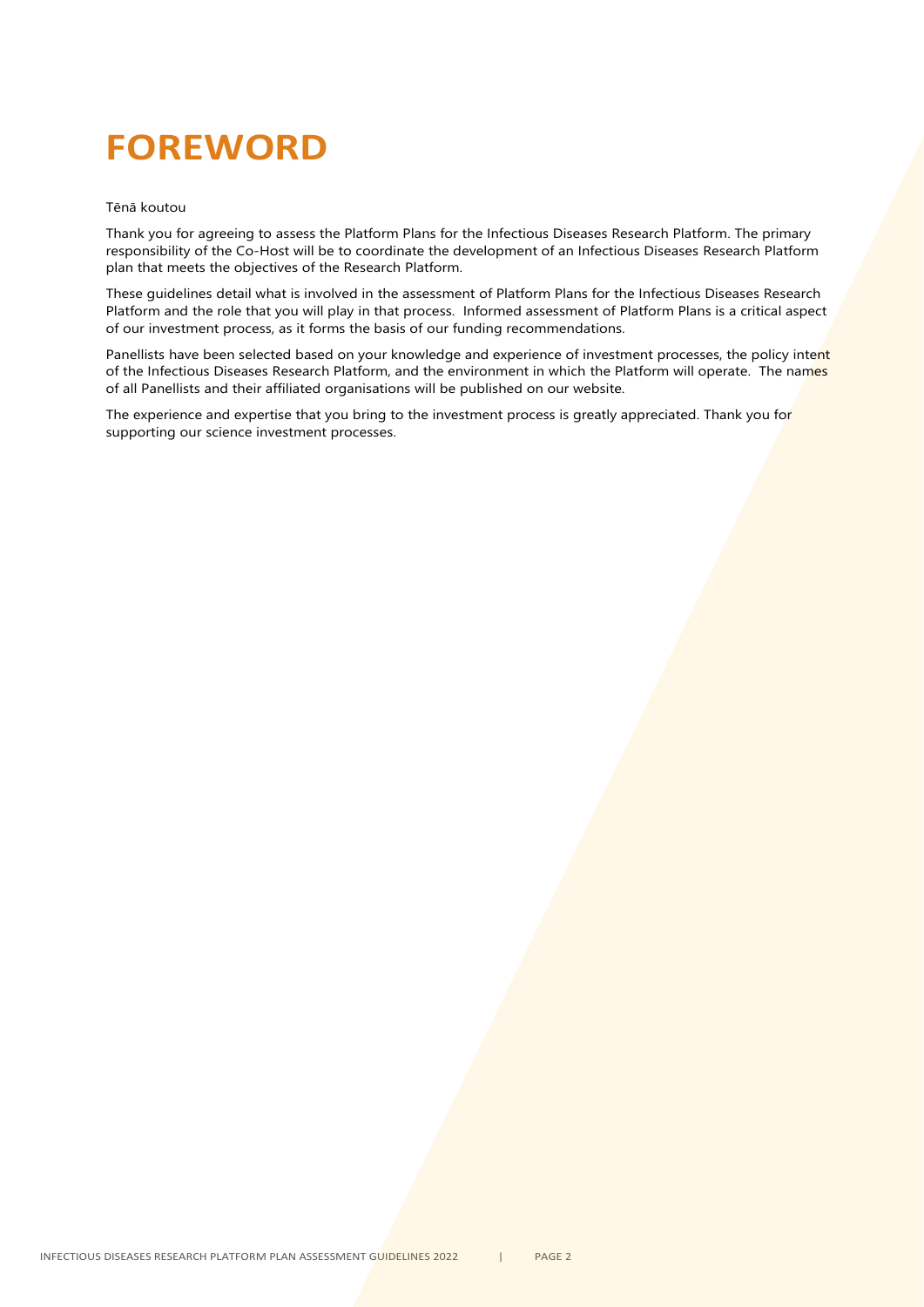# FOREWORD

Tēnā koutou

Thank you for agreeing to assess the Platform Plans for the Infectious Diseases Research Platform. The primary responsibility of the Co-Host will be to coordinate the development of an Infectious Diseases Research Platform plan that meets the objectives of the Research Platform.

These guidelines detail what is involved in the assessment of Platform Plans for the Infectious Diseases Research Platform and the role that you will play in that process. Informed assessment of Platform Plans is a critical aspect of our investment process, as it forms the basis of our funding recommendations.

Panellists have been selected based on your knowledge and experience of investment processes, the policy intent of the Infectious Diseases Research Platform, and the environment in which the Platform will operate. The names of all Panellists and their affiliated organisations will be published on our website.

The experience and expertise that you bring to the investment process is greatly appreciated. Thank you for supporting our science investment processes.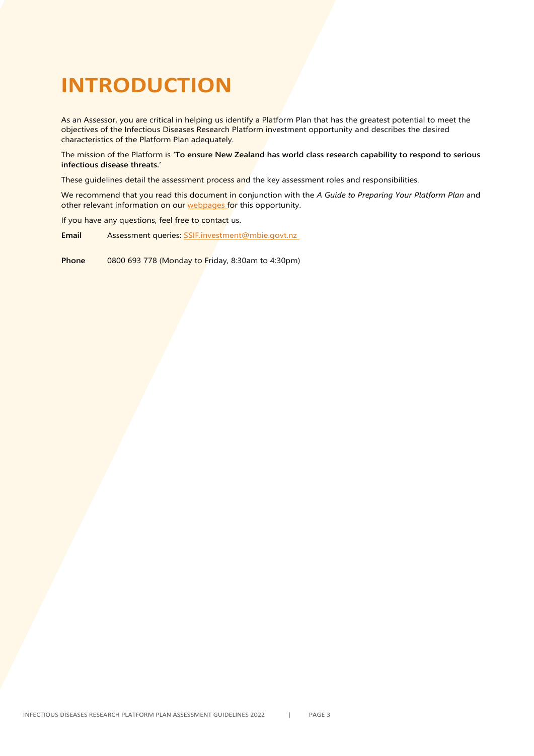# INTRODUCTION

As an Assessor, you are critical in helping us identify a Platform Plan that has the greatest potential to meet the objectives of the Infectious Diseases Research Platform investment opportunity and describes the desired characteristics of the Platform Plan adequately.

The mission of the Platform is '**To ensure New Zealand has world class research capability to respond to serious infectious disease threats.**'

These guidelines detail the assessment process and the key assessment roles and responsibilities.

We recommend that you read this document in conjunction with the *A Guide to Preparing Your Platform Plan* and other relevant information on our [webpages](webpages) for this opportunity.

If you have any questions, feel free to contact us.

**Email** Assessment queries: [SSIF.investment@mbie.govt.nz](mailto:SSIF.investment@mbie.govt.nz)

**Phone** 0800 693 778 (Monday to Friday, 8:30am to 4:30pm)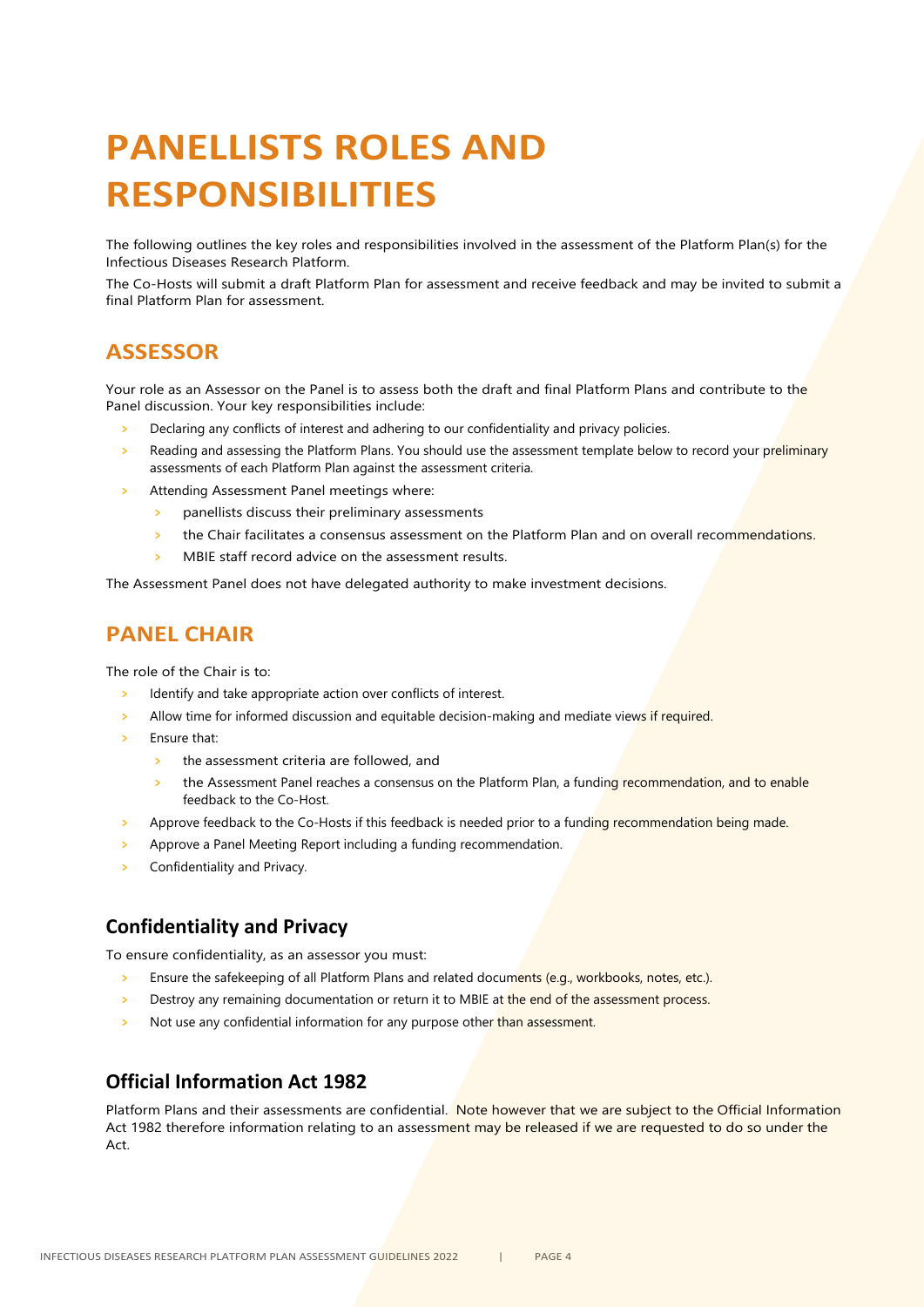# PANELLISTS ROLES AND RESPONSIBILITIES

The following outlines the key roles and responsibilities involved in the assessment of the Platform Plan(s) for the Infectious Diseases Research Platform.

The Co-Hosts will submit a draft Platform Plan for assessment and receive feedback and may be invited to submit a final Platform Plan for assessment.

## ASSESSOR

Your role as an Assessor on the Panel is to assess both the draft and final Platform Plans and contribute to the Panel discussion. Your key responsibilities include:

- Declaring any conflicts of interest and adhering to our confidentiality and privacy policies.
- Reading and assessing the Platform Plans. You should use the assessment template below to record your preliminary assessments of each Platform Plan against the assessment criteria.
- Attending Assessment Panel meetings where:
  - panellists discuss their preliminary assessments
  - the Chair facilitates a consensus assessment on the Platform Plan and on overall recommendations.
  - MBIE staff record advice on the assessment results.

The Assessment Panel does not have delegated authority to make investment decisions.

## PANEL CHAIR

The role of the Chair is to:

- Identify and take appropriate action over conflicts of interest.
- Allow time for informed discussion and equitable decision-making and mediate views if required.
- Ensure that:
  - the assessment criteria are followed, and
  - the Assessment Panel reaches a consensus on the Platform Plan, a funding recommendation, and to enable feedback to the Co-Host.
- Approve feedback to the Co-Hosts if this feedback is needed prior to a funding recommendation being made.
- Approve a Panel Meeting Report including a funding recommendation.
- Confidentiality and Privacy.

### Confidentiality and Privacy

To ensure confidentiality, as an assessor you must:

- Ensure the safekeeping of all Platform Plans and related documents (e.g., workbooks, notes, etc.).
- Destroy any remaining documentation or return it to MBIE at the end of the assessment process.
- Not use any confidential information for any purpose other than assessment.

### Official Information Act 1982

Platform Plans and their assessments are confidential. Note however that we are subject to the Official Information Act 1982 therefore information relating to an assessment may be released if we are requested to do so under the Act.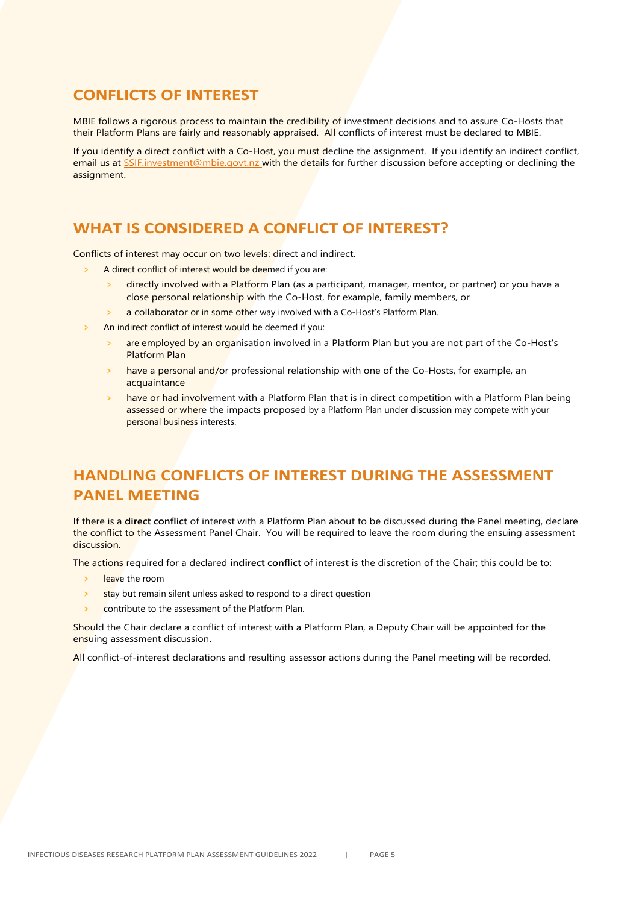## CONFLICTS OF INTEREST

MBIE follows a rigorous process to maintain the credibility of investment decisions and to assure Co-Hosts that their Platform Plans are fairly and reasonably appraised. All conflicts of interest must be declared to MBIE.

If you identify a direct conflict with a Co-Host, you must decline the assignment. If you identify an indirect conflict, email us at SSIF.investment@mbie.govt.nz with the details for further discussion before accepting or declining the assignment.

## WHAT IS CONSIDERED A CONFLICT OF INTEREST?

Conflicts of interest may occur on two levels: direct and indirect.

- A direct conflict of interest would be deemed if you are:
  - directly involved with a Platform Plan (as a participant, manager, mentor, or partner) or you have a close personal relationship with the Co-Host, for example, family members, or
  - a collaborator or in some other way involved with a Co-Host's Platform Plan.
- An indirect conflict of interest would be deemed if you:
  - are employed by an organisation involved in a Platform Plan but you are not part of the Co-Host's Platform Plan
  - have a personal and/or professional relationship with one of the Co-Hosts, for example, an acquaintance
  - have or had involvement with a Platform Plan that is in direct competition with a Platform Plan being assessed or where the impacts proposed by a Platform Plan under discussion may compete with your personal business interests.

## HANDLING CONFLICTS OF INTEREST DURING THE ASSESSMENT PANEL MEETING

If there is a **direct conflict** of interest with a Platform Plan about to be discussed during the Panel meeting, declare the conflict to the Assessment Panel Chair. You will be required to leave the room during the ensuing assessment discussion.

The actions required for a declared **indirect conflict** of interest is the discretion of the Chair; this could be to:

- leave the room
- stay but remain silent unless asked to respond to a direct question
- contribute to the assessment of the Platform Plan.

Should the Chair declare a conflict of interest with a Platform Plan, a Deputy Chair will be appointed for the ensuing assessment discussion.

All conflict-of-interest declarations and resulting assessor actions during the Panel meeting will be recorded.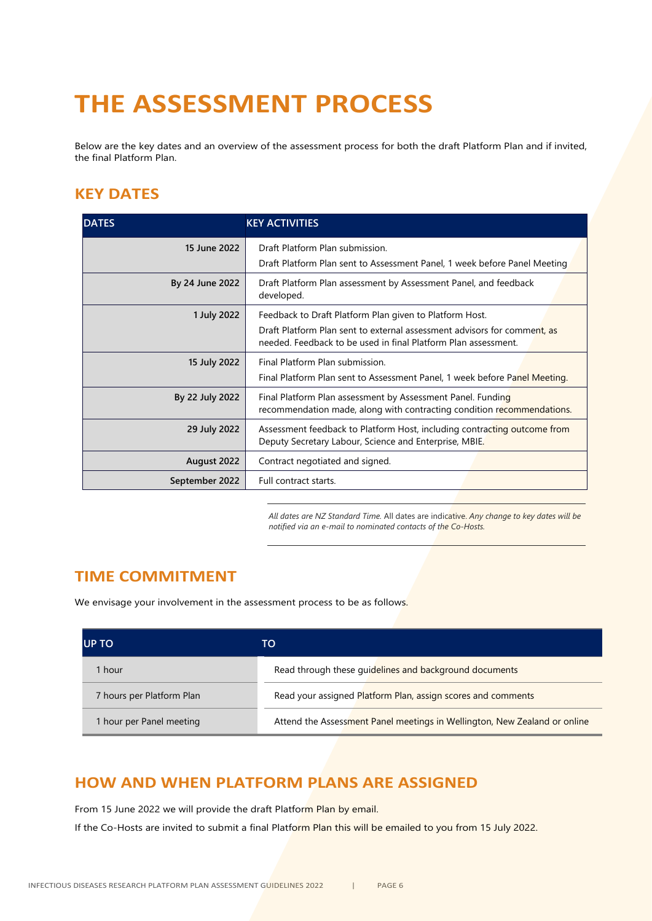# THE ASSESSMENT PROCESS

Below are the key dates and an overview of the assessment process for both the draft Platform Plan and if invited, the final Platform Plan.

## KEY DATES

| DATES | KEY ACTIVITIES |
|---|---|
| 15 June 2022 | Draft Platform Plan submission.<br>Draft Platform Plan sent to Assessment Panel, 1 week before Panel Meeting |
| By 24 June 2022 | Draft Platform Plan assessment by Assessment Panel, and feedback developed. |
| 1 July 2022 | Feedback to Draft Platform Plan given to Platform Host.<br>Draft Platform Plan sent to external assessment advisors for comment, as needed. Feedback to be used in final Platform Plan assessment. |
| 15 July 2022 | Final Platform Plan submission.<br>Final Platform Plan sent to Assessment Panel, 1 week before Panel Meeting. |
| By 22 July 2022 | Final Platform Plan assessment by Assessment Panel. Funding recommendation made, along with contracting condition recommendations. |
| 29 July 2022 | Assessment feedback to Platform Host, including contracting outcome from Deputy Secretary Labour, Science and Enterprise, MBIE. |
| August 2022 | Contract negotiated and signed. |
| September 2022 | Full contract starts. |

*All dates are NZ Standard Time.* All dates are indicative. *Any change to key dates will be notified via an e-mail to nominated contacts of the Co-Hosts.*

## TIME COMMITMENT

We envisage your involvement in the assessment process to be as follows.

| UP TO | TO |
|---|---|
| 1 hour | Read through these guidelines and background documents |
| 7 hours per Platform Plan | Read your assigned Platform Plan, assign scores and comments |
| 1 hour per Panel meeting | Attend the Assessment Panel meetings in Wellington, New Zealand or online |

## HOW AND WHEN PLATFORM PLANS ARE ASSIGNED

From 15 June 2022 we will provide the draft Platform Plan by email.

If the Co-Hosts are invited to submit a final Platform Plan this will be emailed to you from 15 July 2022.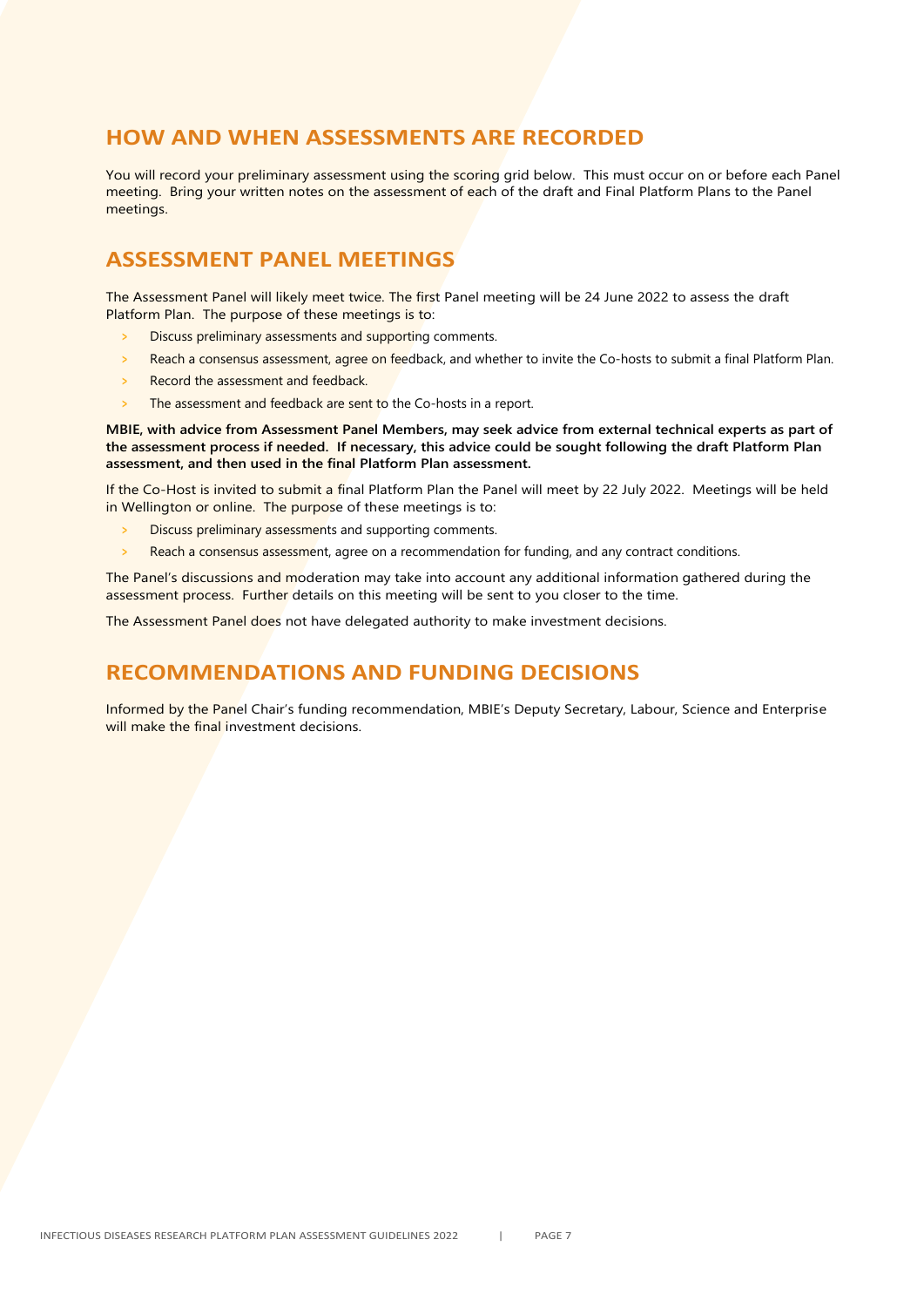## HOW AND WHEN ASSESSMENTS ARE RECORDED

You will record your preliminary assessment using the scoring grid below. This must occur on or before each Panel meeting. Bring your written notes on the assessment of each of the draft and Final Platform Plans to the Panel meetings.

## ASSESSMENT PANEL MEETINGS

The Assessment Panel will likely meet twice. The first Panel meeting will be 24 June 2022 to assess the draft Platform Plan. The purpose of these meetings is to:

- Discuss preliminary assessments and supporting comments.
- Reach a consensus assessment, agree on feedback, and whether to invite the Co-hosts to submit a final Platform Plan.
- Record the assessment and feedback.
- The assessment and feedback are sent to the Co-hosts in a report.

**MBIE, with advice from Assessment Panel Members, may seek advice from external technical experts as part of the assessment process if needed. If necessary, this advice could be sought following the draft Platform Plan assessment, and then used in the final Platform Plan assessment.**

If the Co-Host is invited to submit a final Platform Plan the Panel will meet by 22 July 2022. Meetings will be held in Wellington or online. The purpose of these meetings is to:

- Discuss preliminary assessments and supporting comments.
- Reach a consensus assessment, agree on a recommendation for funding, and any contract conditions.

The Panel's discussions and moderation may take into account any additional information gathered during the assessment process. Further details on this meeting will be sent to you closer to the time.

The Assessment Panel does not have delegated authority to make investment decisions.

## RECOMMENDATIONS AND FUNDING DECISIONS

Informed by the Panel Chair's funding recommendation, MBIE's Deputy Secretary, Labour, Science and Enterprise will make the final investment decisions.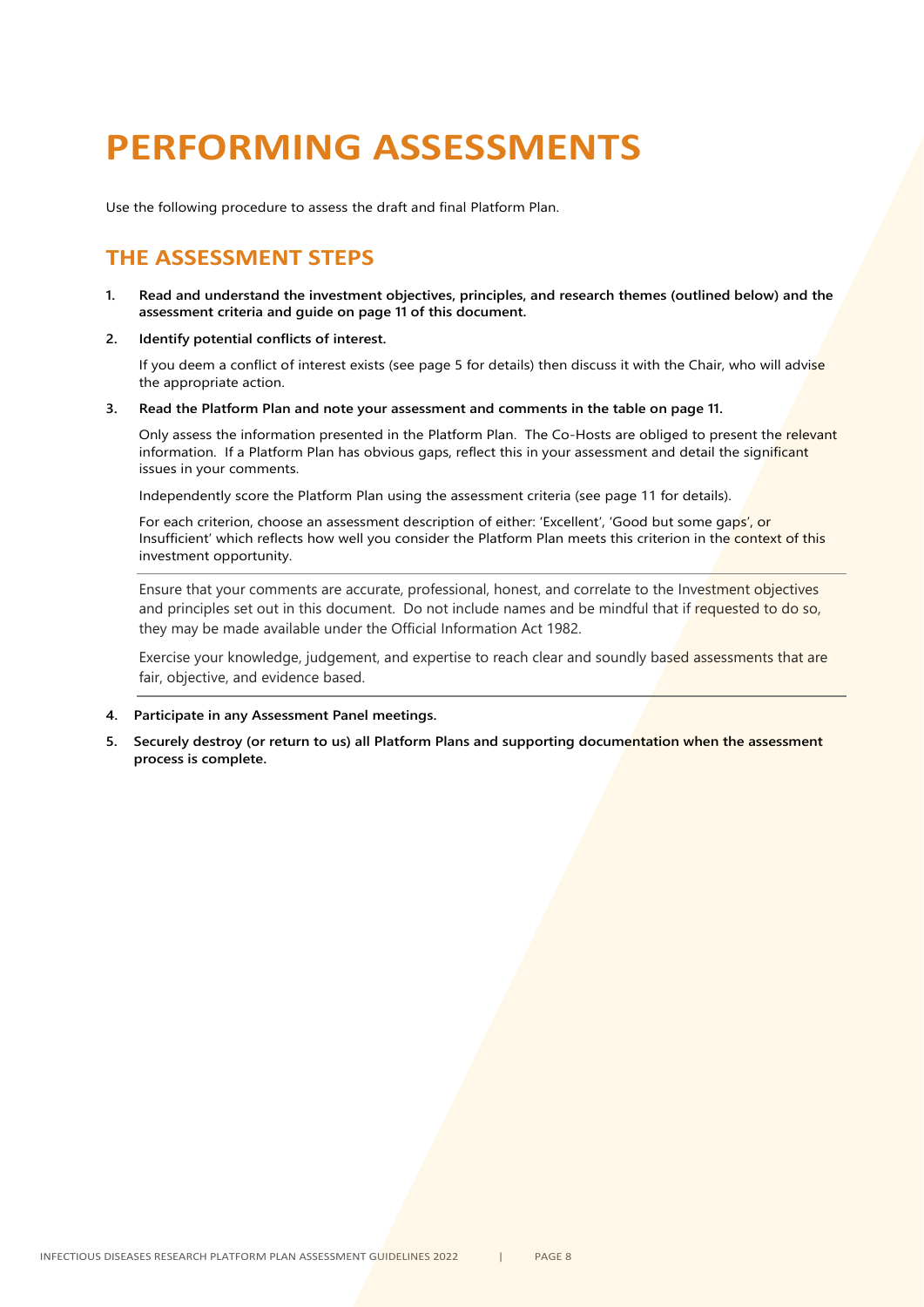# PERFORMING ASSESSMENTS

Use the following procedure to assess the draft and final Platform Plan.

## THE ASSESSMENT STEPS

1. **Read and understand the investment objectives, principles, and research themes (outlined below) and the assessment criteria and guide on page 11 of this document.**

2. **Identify potential conflicts of interest.**

   If you deem a conflict of interest exists (see page 5 for details) then discuss it with the Chair, who will advise the appropriate action.

3. **Read the Platform Plan and note your assessment and comments in the table on page 11.**

   Only assess the information presented in the Platform Plan. The Co-Hosts are obliged to present the relevant information. If a Platform Plan has obvious gaps, reflect this in your assessment and detail the significant issues in your comments.

   Independently score the Platform Plan using the assessment criteria (see page 11 for details).

   For each criterion, choose an assessment description of either: 'Excellent', 'Good but some gaps', or Insufficient' which reflects how well you consider the Platform Plan meets this criterion in the context of this investment opportunity.

   ---

   Ensure that your comments are accurate, professional, honest, and correlate to the Investment objectives and principles set out in this document. Do not include names and be mindful that if requested to do so, they may be made available under the Official Information Act 1982.

   Exercise your knowledge, judgement, and expertise to reach clear and soundly based assessments that are fair, objective, and evidence based.

   ---

4. **Participate in any Assessment Panel meetings.**

5. **Securely destroy (or return to us) all Platform Plans and supporting documentation when the assessment process is complete.**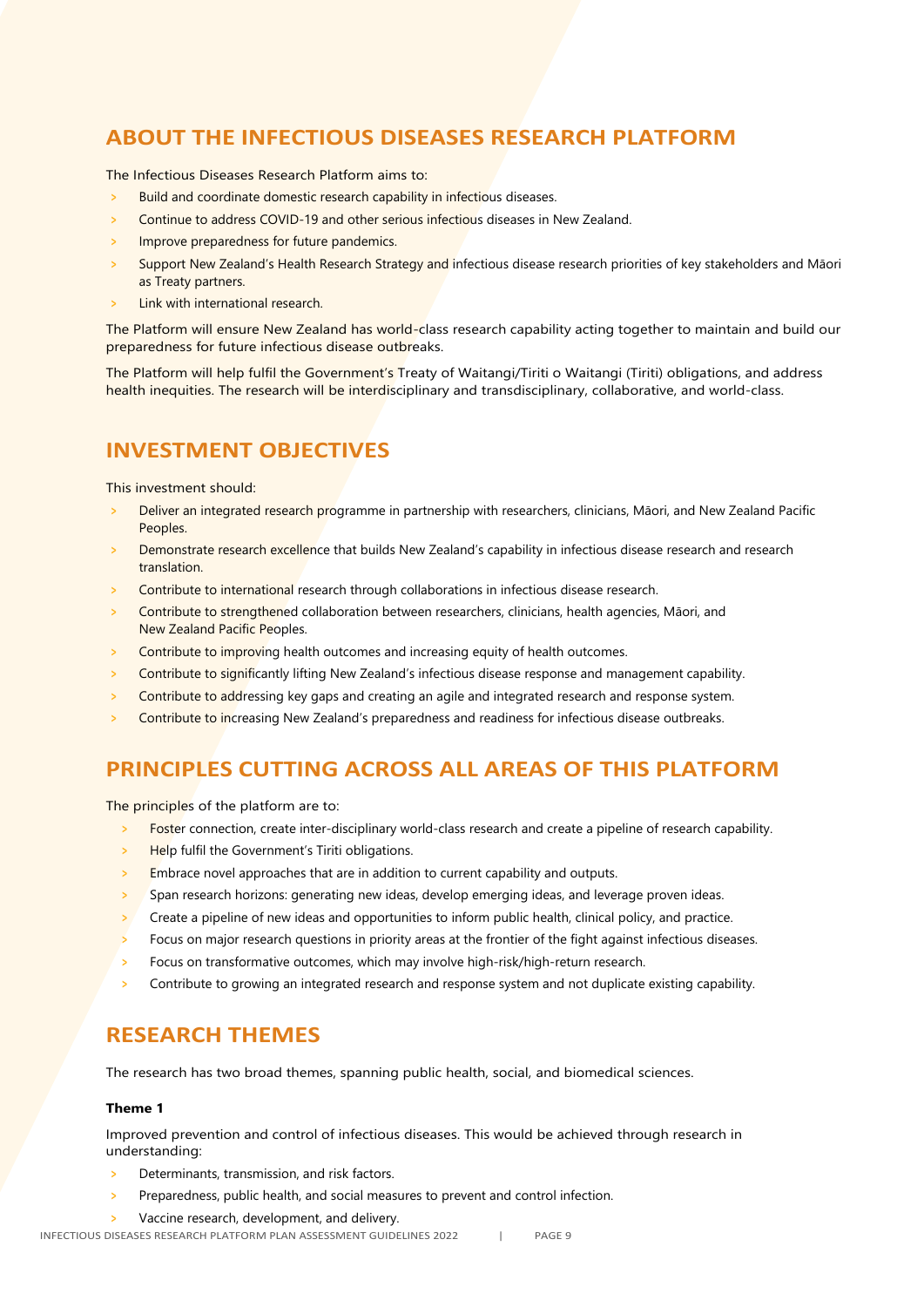## ABOUT THE INFECTIOUS DISEASES RESEARCH PLATFORM

The Infectious Diseases Research Platform aims to:

- Build and coordinate domestic research capability in infectious diseases.
- Continue to address COVID-19 and other serious infectious diseases in New Zealand.
- Improve preparedness for future pandemics.
- Support New Zealand's Health Research Strategy and infectious disease research priorities of key stakeholders and Māori as Treaty partners.
- Link with international research.

The Platform will ensure New Zealand has world-class research capability acting together to maintain and build our preparedness for future infectious disease outbreaks.

The Platform will help fulfil the Government's Treaty of Waitangi/Tiriti o Waitangi (Tiriti) obligations, and address health inequities. The research will be interdisciplinary and transdisciplinary, collaborative, and world-class.

## INVESTMENT OBJECTIVES

This investment should:

- Deliver an integrated research programme in partnership with researchers, clinicians, Māori, and New Zealand Pacific Peoples.
- Demonstrate research excellence that builds New Zealand's capability in infectious disease research and research translation.
- Contribute to international research through collaborations in infectious disease research.
- Contribute to strengthened collaboration between researchers, clinicians, health agencies, Māori, and New Zealand Pacific Peoples.
- Contribute to improving health outcomes and increasing equity of health outcomes.
- Contribute to significantly lifting New Zealand's infectious disease response and management capability.
- Contribute to addressing key gaps and creating an agile and integrated research and response system.
- Contribute to increasing New Zealand's preparedness and readiness for infectious disease outbreaks.

## PRINCIPLES CUTTING ACROSS ALL AREAS OF THIS PLATFORM

The principles of the platform are to:

- Foster connection, create inter-disciplinary world-class research and create a pipeline of research capability.
- Help fulfil the Government's Tiriti obligations.
- Embrace novel approaches that are in addition to current capability and outputs.
- Span research horizons: generating new ideas, develop emerging ideas, and leverage proven ideas.
- Create a pipeline of new ideas and opportunities to inform public health, clinical policy, and practice.
- Focus on major research questions in priority areas at the frontier of the fight against infectious diseases.
- Focus on transformative outcomes, which may involve high-risk/high-return research.
- Contribute to growing an integrated research and response system and not duplicate existing capability.

## RESEARCH THEMES

The research has two broad themes, spanning public health, social, and biomedical sciences.

**Theme 1**

Improved prevention and control of infectious diseases. This would be achieved through research in understanding:

- Determinants, transmission, and risk factors.
- Preparedness, public health, and social measures to prevent and control infection.
- Vaccine research, development, and delivery.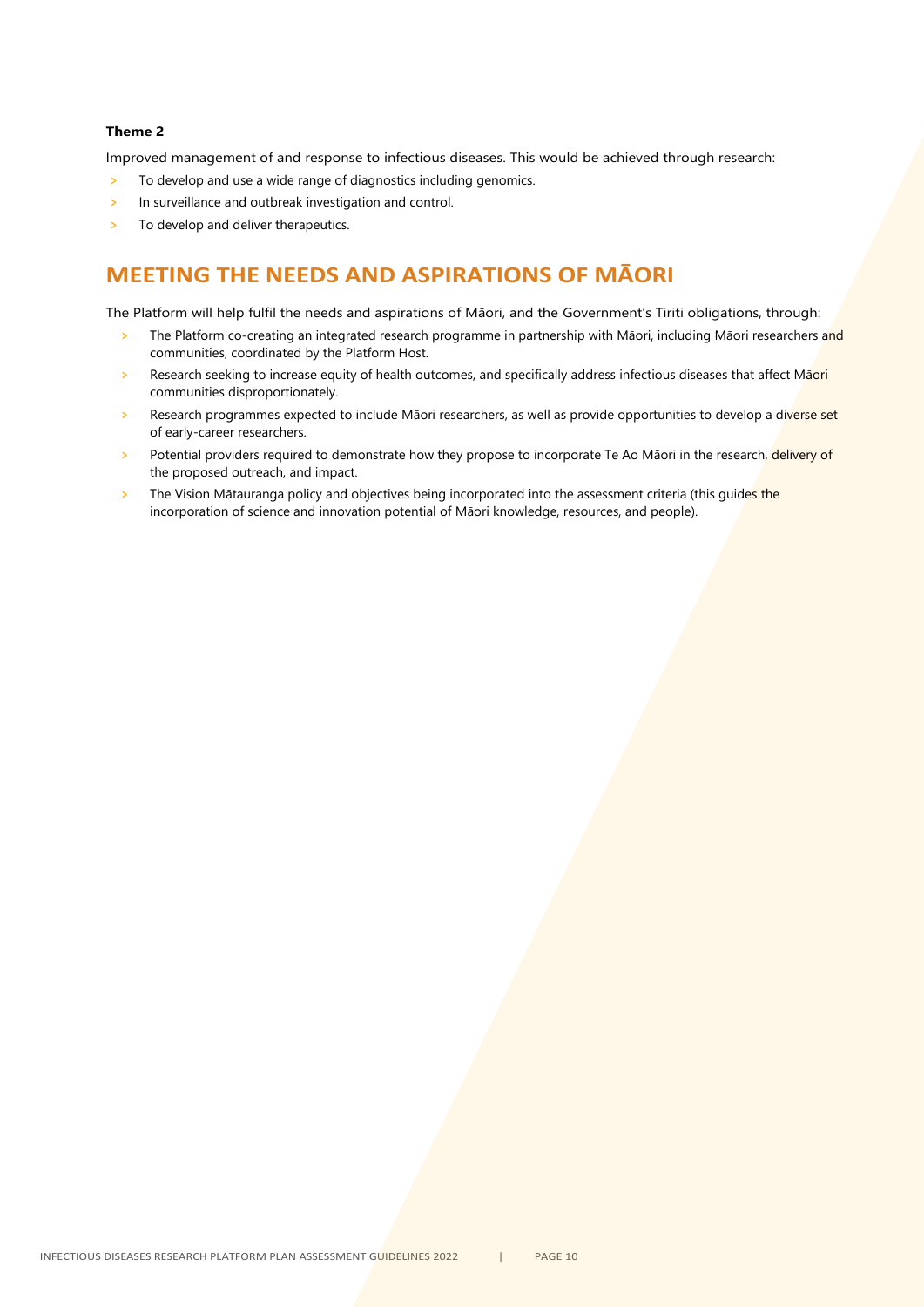**Theme 2**

Improved management of and response to infectious diseases. This would be achieved through research:

- To develop and use a wide range of diagnostics including genomics.
- In surveillance and outbreak investigation and control.
- To develop and deliver therapeutics.

## MEETING THE NEEDS AND ASPIRATIONS OF MĀORI

The Platform will help fulfil the needs and aspirations of Māori, and the Government's Tiriti obligations, through:

- The Platform co-creating an integrated research programme in partnership with Māori, including Māori researchers and communities, coordinated by the Platform Host.
- Research seeking to increase equity of health outcomes, and specifically address infectious diseases that affect Māori communities disproportionately.
- Research programmes expected to include Māori researchers, as well as provide opportunities to develop a diverse set of early-career researchers.
- Potential providers required to demonstrate how they propose to incorporate Te Ao Māori in the research, delivery of the proposed outreach, and impact.
- The Vision Mātauranga policy and objectives being incorporated into the assessment criteria (this guides the incorporation of science and innovation potential of Māori knowledge, resources, and people).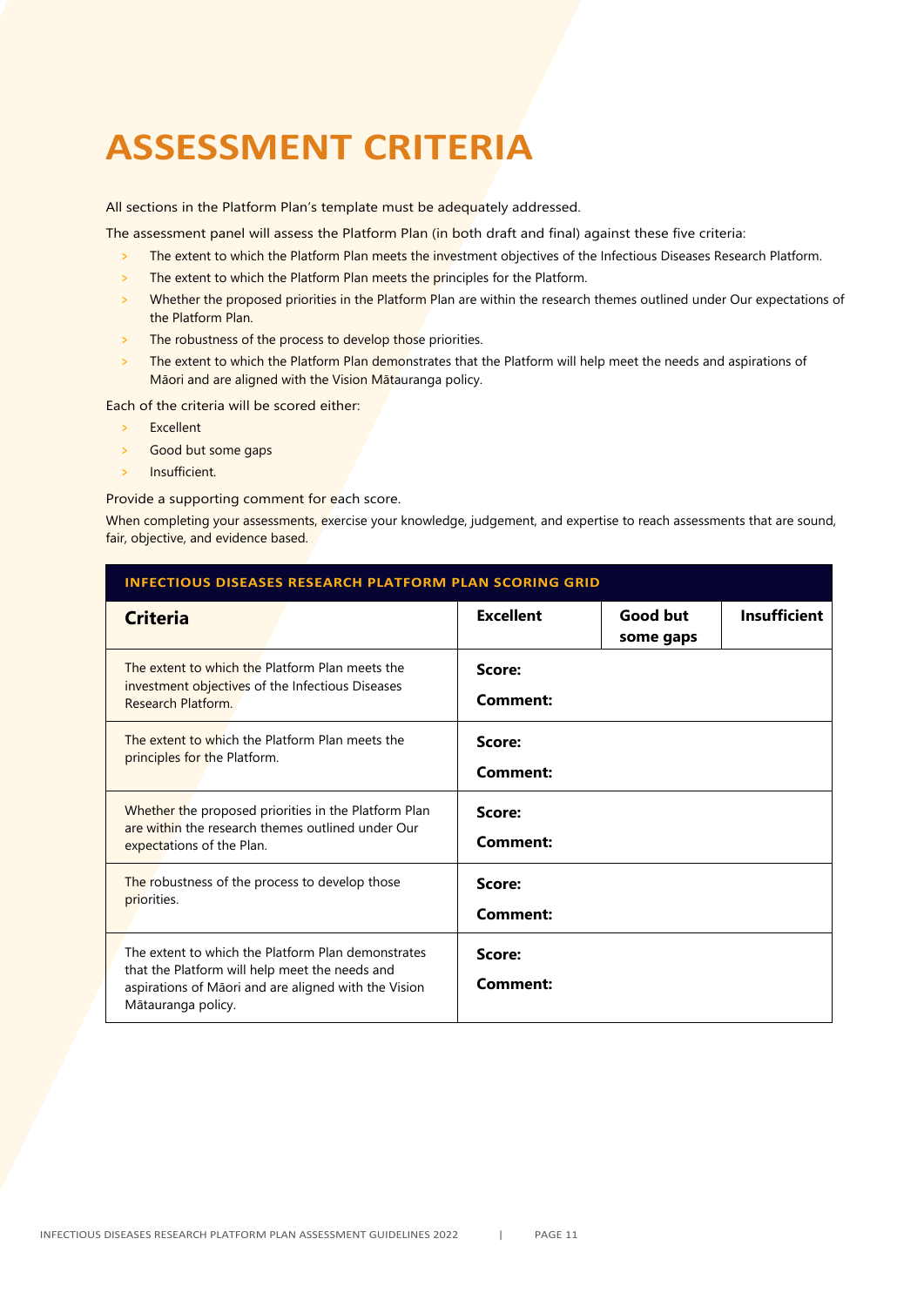# ASSESSMENT CRITERIA

All sections in the Platform Plan's template must be adequately addressed.

The assessment panel will assess the Platform Plan (in both draft and final) against these five criteria:

- The extent to which the Platform Plan meets the investment objectives of the Infectious Diseases Research Platform.
- The extent to which the Platform Plan meets the principles for the Platform.
- Whether the proposed priorities in the Platform Plan are within the research themes outlined under Our expectations of the Platform Plan.
- The robustness of the process to develop those priorities.
- The extent to which the Platform Plan demonstrates that the Platform will help meet the needs and aspirations of Māori and are aligned with the Vision Mātauranga policy.

Each of the criteria will be scored either:

- Excellent
- Good but some gaps
- Insufficient.

Provide a supporting comment for each score.

When completing your assessments, exercise your knowledge, judgement, and expertise to reach assessments that are sound, fair, objective, and evidence based.

**INFECTIOUS DISEASES RESEARCH PLATFORM PLAN SCORING GRID**

| Criteria | Excellent | Good but some gaps | Insufficient |
|---|---|---|---|
| The extent to which the Platform Plan meets the investment objectives of the Infectious Diseases Research Platform. | **Score:** <br> **Comment:** | | |
| The extent to which the Platform Plan meets the principles for the Platform. | **Score:** <br> **Comment:** | | |
| Whether the proposed priorities in the Platform Plan are within the research themes outlined under Our expectations of the Plan. | **Score:** <br> **Comment:** | | |
| The robustness of the process to develop those priorities. | **Score:** <br> **Comment:** | | |
| The extent to which the Platform Plan demonstrates that the Platform will help meet the needs and aspirations of Māori and are aligned with the Vision Mātauranga policy. | **Score:** <br> **Comment:** | | |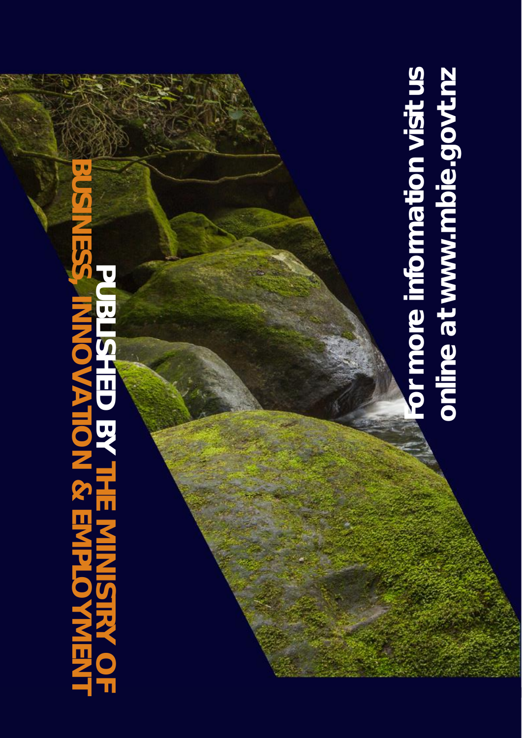For more information visit us online at www.mbie.govt.nz

PUBLISHED BY THE MINISTRY OF BUSINESS, INNOVATION & EMPLOYMENT